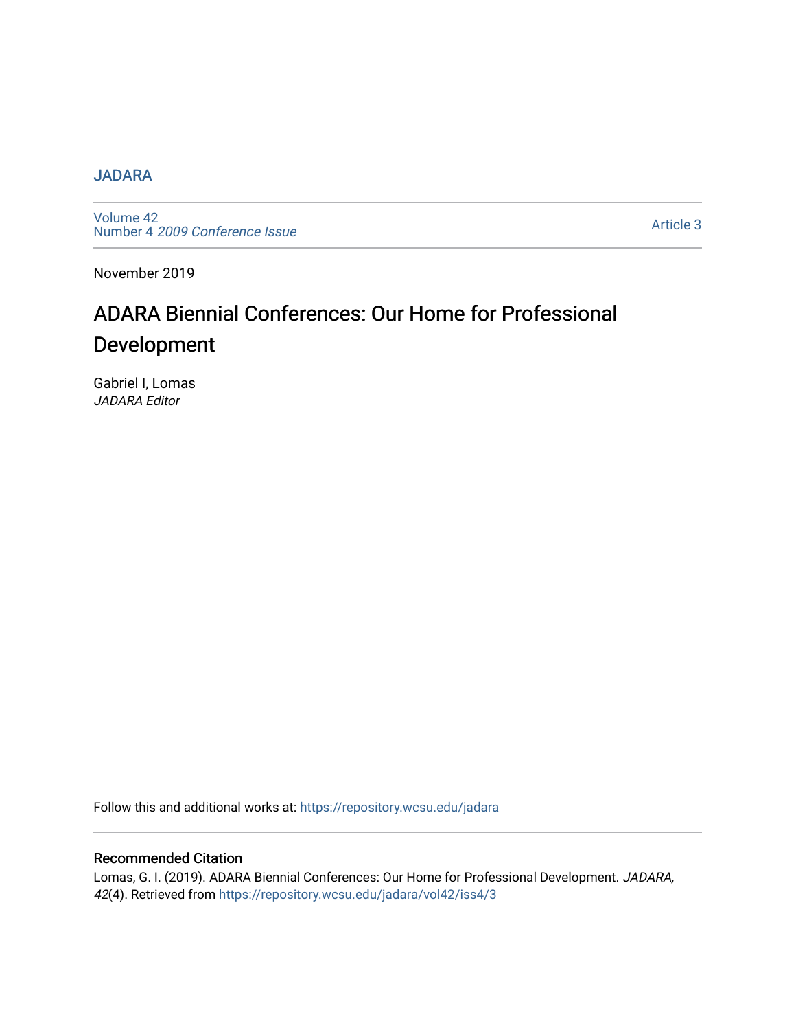JADARA

Volume 42
Number 4 *2009 Conference Issue*

Article 3

November 2019

# ADARA Biennial Conferences: Our Home for Professional Development

Gabriel I, Lomas
*JADARA Editor*

Follow this and additional works at: https://repository.wcsu.edu/jadara

## Recommended Citation

Lomas, G. I. (2019). ADARA Biennial Conferences: Our Home for Professional Development. *JADARA, 42*(4). Retrieved from https://repository.wcsu.edu/jadara/vol42/iss4/3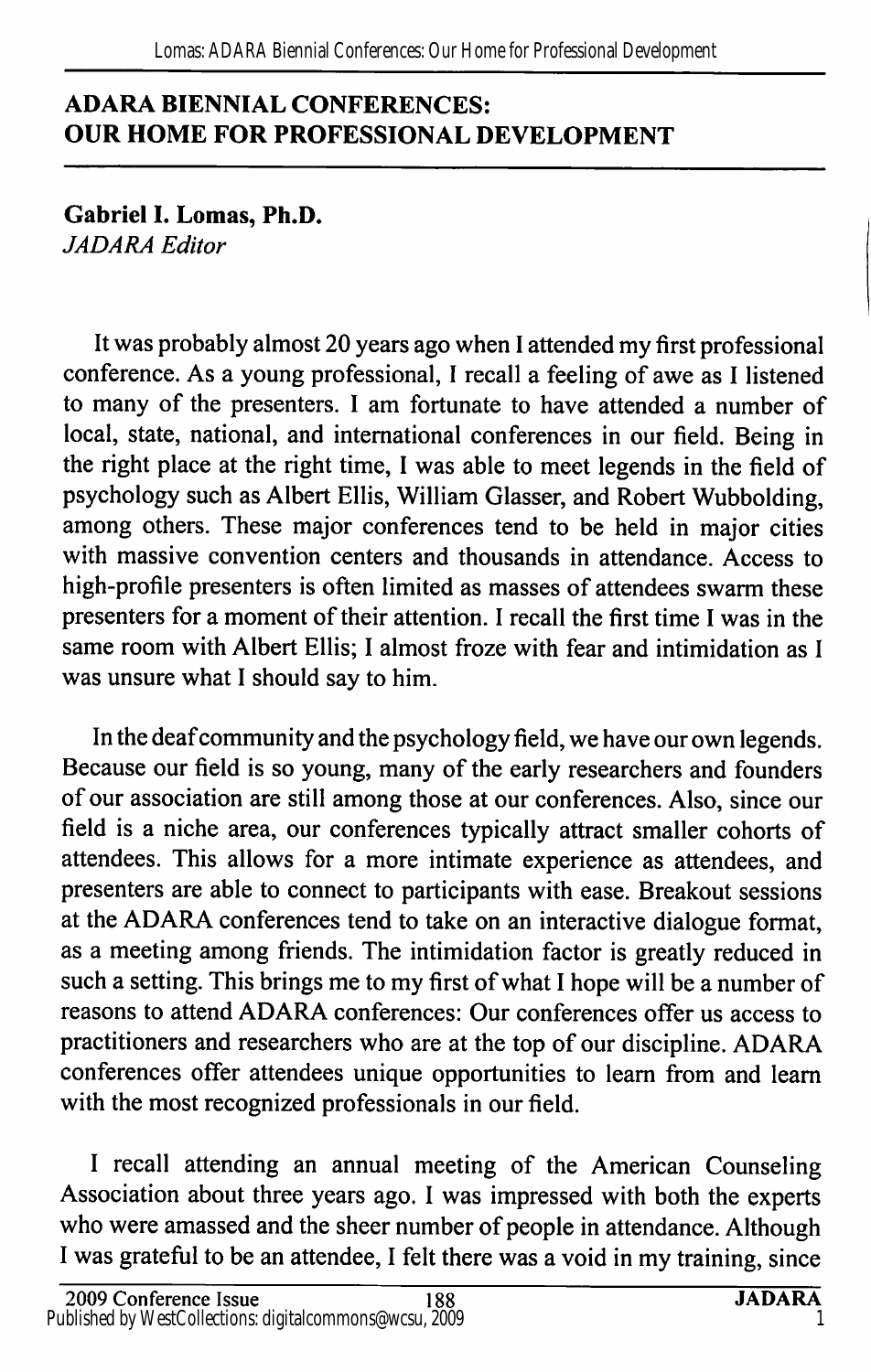## ADARA BIENNIAL CONFERENCES: OUR HOME FOR PROFESSIONAL DEVELOPMENT

**Gabriel I. Lomas, Ph.D.**
*JADARA Editor*

It was probably almost 20 years ago when I attended my first professional conference. As a young professional, I recall a feeling of awe as I listened to many of the presenters. I am fortunate to have attended a number of local, state, national, and international conferences in our field. Being in the right place at the right time, I was able to meet legends in the field of psychology such as Albert Ellis, William Glasser, and Robert Wubbolding, among others. These major conferences tend to be held in major cities with massive convention centers and thousands in attendance. Access to high-profile presenters is often limited as masses of attendees swarm these presenters for a moment of their attention. I recall the first time I was in the same room with Albert Ellis; I almost froze with fear and intimidation as I was unsure what I should say to him.

In the deaf community and the psychology field, we have our own legends. Because our field is so young, many of the early researchers and founders of our association are still among those at our conferences. Also, since our field is a niche area, our conferences typically attract smaller cohorts of attendees. This allows for a more intimate experience as attendees, and presenters are able to connect to participants with ease. Breakout sessions at the ADARA conferences tend to take on an interactive dialogue format, as a meeting among friends. The intimidation factor is greatly reduced in such a setting. This brings me to my first of what I hope will be a number of reasons to attend ADARA conferences: Our conferences offer us access to practitioners and researchers who are at the top of our discipline. ADARA conferences offer attendees unique opportunities to learn from and learn with the most recognized professionals in our field.

I recall attending an annual meeting of the American Counseling Association about three years ago. I was impressed with both the experts who were amassed and the sheer number of people in attendance. Although I was grateful to be an attendee, I felt there was a void in my training, since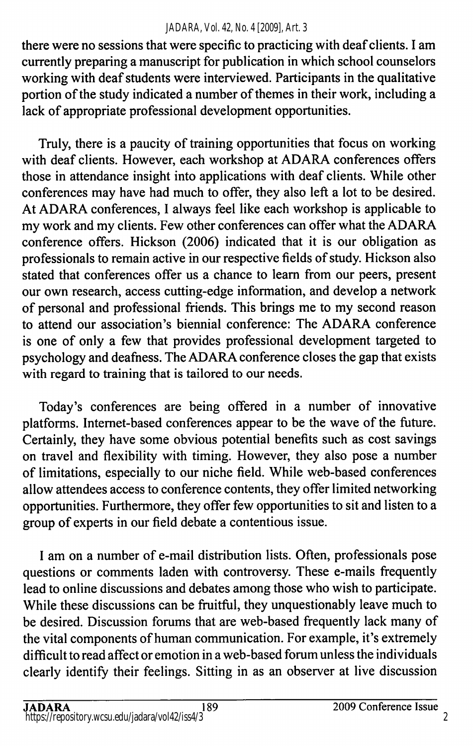there were no sessions that were specific to practicing with deaf clients. I am currently preparing a manuscript for publication in which school counselors working with deaf students were interviewed. Participants in the qualitative portion of the study indicated a number of themes in their work, including a lack of appropriate professional development opportunities.

Truly, there is a paucity of training opportunities that focus on working with deaf clients. However, each workshop at ADARA conferences offers those in attendance insight into applications with deaf clients. While other conferences may have had much to offer, they also left a lot to be desired. At ADARA conferences, I always feel like each workshop is applicable to my work and my clients. Few other conferences can offer what the ADARA conference offers. Hickson (2006) indicated that it is our obligation as professionals to remain active in our respective fields of study. Hickson also stated that conferences offer us a chance to learn from our peers, present our own research, access cutting-edge information, and develop a network of personal and professional friends. This brings me to my second reason to attend our association's biennial conference: The ADARA conference is one of only a few that provides professional development targeted to psychology and deafness. The ADARA conference closes the gap that exists with regard to training that is tailored to our needs.

Today's conferences are being offered in a number of innovative platforms. Internet-based conferences appear to be the wave of the future. Certainly, they have some obvious potential benefits such as cost savings on travel and flexibility with timing. However, they also pose a number of limitations, especially to our niche field. While web-based conferences allow attendees access to conference contents, they offer limited networking opportunities. Furthermore, they offer few opportunities to sit and listen to a group of experts in our field debate a contentious issue.

I am on a number of e-mail distribution lists. Often, professionals pose questions or comments laden with controversy. These e-mails frequently lead to online discussions and debates among those who wish to participate. While these discussions can be fruitful, they unquestionably leave much to be desired. Discussion forums that are web-based frequently lack many of the vital components of human communication. For example, it's extremely difficult to read affect or emotion in a web-based forum unless the individuals clearly identify their feelings. Sitting in as an observer at live discussion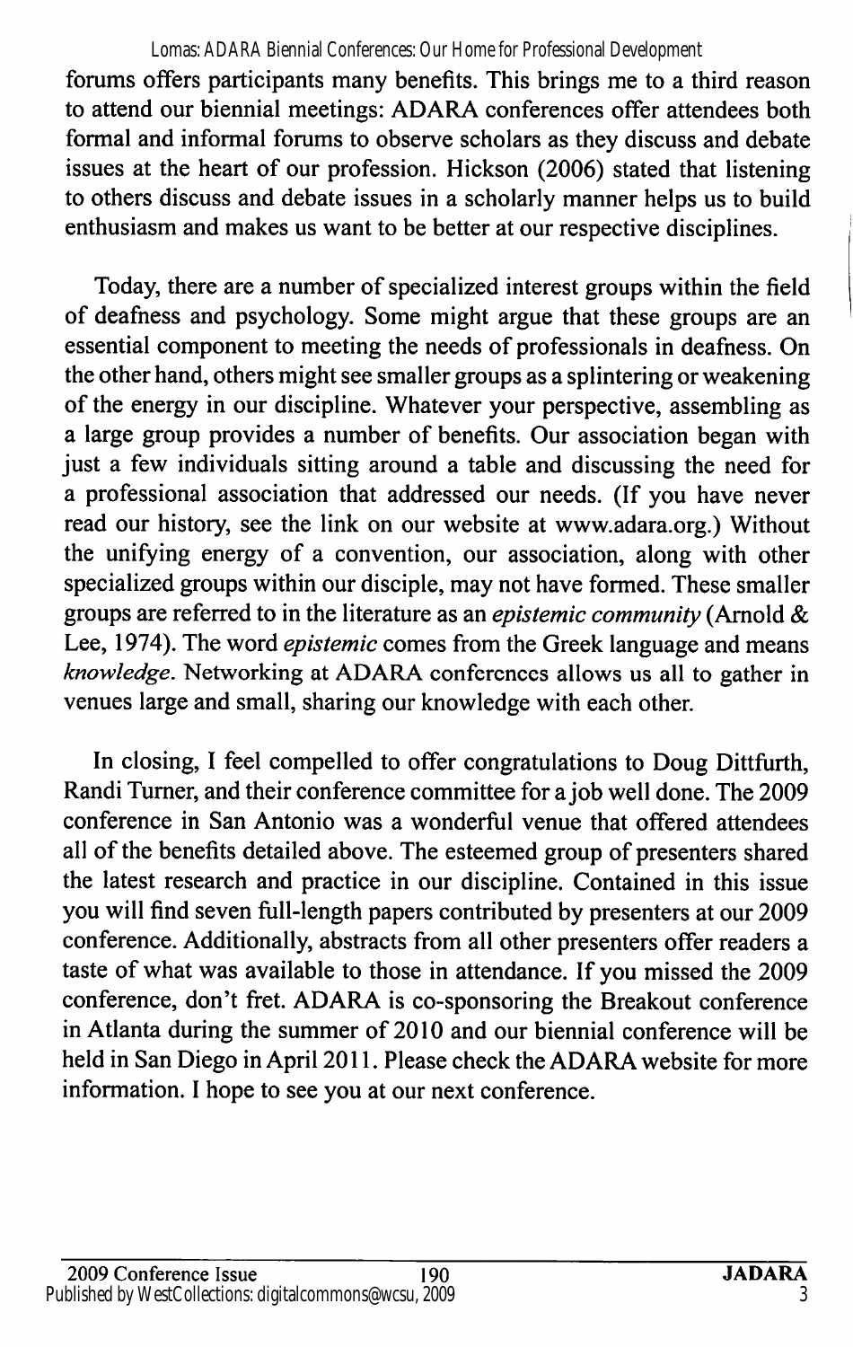forums offers participants many benefits. This brings me to a third reason to attend our biennial meetings: ADARA conferences offer attendees both formal and informal forums to observe scholars as they discuss and debate issues at the heart of our profession. Hickson (2006) stated that listening to others discuss and debate issues in a scholarly manner helps us to build enthusiasm and makes us want to be better at our respective disciplines.

Today, there are a number of specialized interest groups within the field of deafness and psychology. Some might argue that these groups are an essential component to meeting the needs of professionals in deafness. On the other hand, others might see smaller groups as a splintering or weakening of the energy in our discipline. Whatever your perspective, assembling as a large group provides a number of benefits. Our association began with just a few individuals sitting around a table and discussing the need for a professional association that addressed our needs. (If you have never read our history, see the link on our website at www.adara.org.) Without the unifying energy of a convention, our association, along with other specialized groups within our disciple, may not have formed. These smaller groups are referred to in the literature as an *epistemic community* (Arnold & Lee, 1974). The word *epistemic* comes from the Greek language and means *knowledge*. Networking at ADARA conferences allows us all to gather in venues large and small, sharing our knowledge with each other.

In closing, I feel compelled to offer congratulations to Doug Dittfurth, Randi Turner, and their conference committee for a job well done. The 2009 conference in San Antonio was a wonderful venue that offered attendees all of the benefits detailed above. The esteemed group of presenters shared the latest research and practice in our discipline. Contained in this issue you will find seven full-length papers contributed by presenters at our 2009 conference. Additionally, abstracts from all other presenters offer readers a taste of what was available to those in attendance. If you missed the 2009 conference, don't fret. ADARA is co-sponsoring the Breakout conference in Atlanta during the summer of 2010 and our biennial conference will be held in San Diego in April 2011. Please check the ADARA website for more information. I hope to see you at our next conference.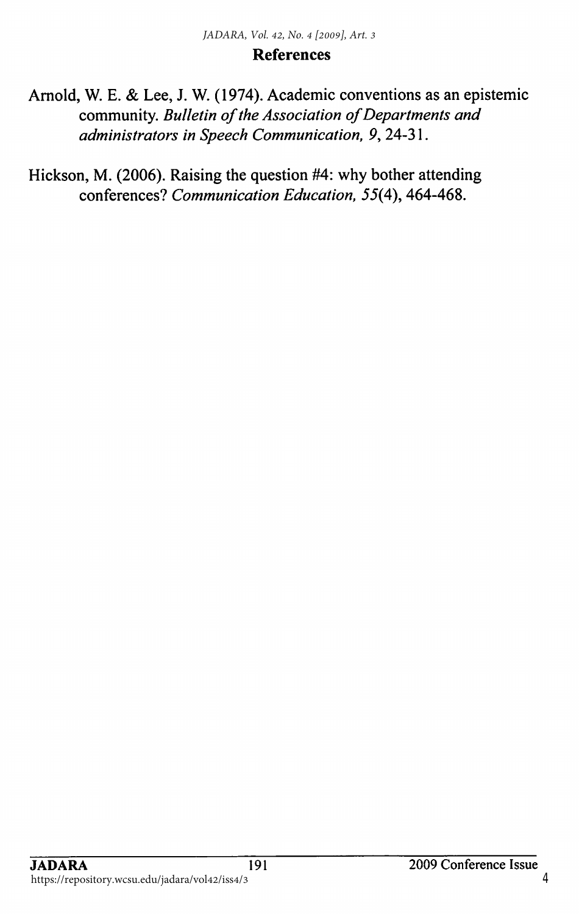## References

Arnold, W. E. & Lee, J. W. (1974). Academic conventions as an epistemic community. *Bulletin of the Association of Departments and administrators in Speech Communication, 9*, 24-31.

Hickson, M. (2006). Raising the question #4: why bother attending conferences? *Communication Education, 55*(4), 464-468.